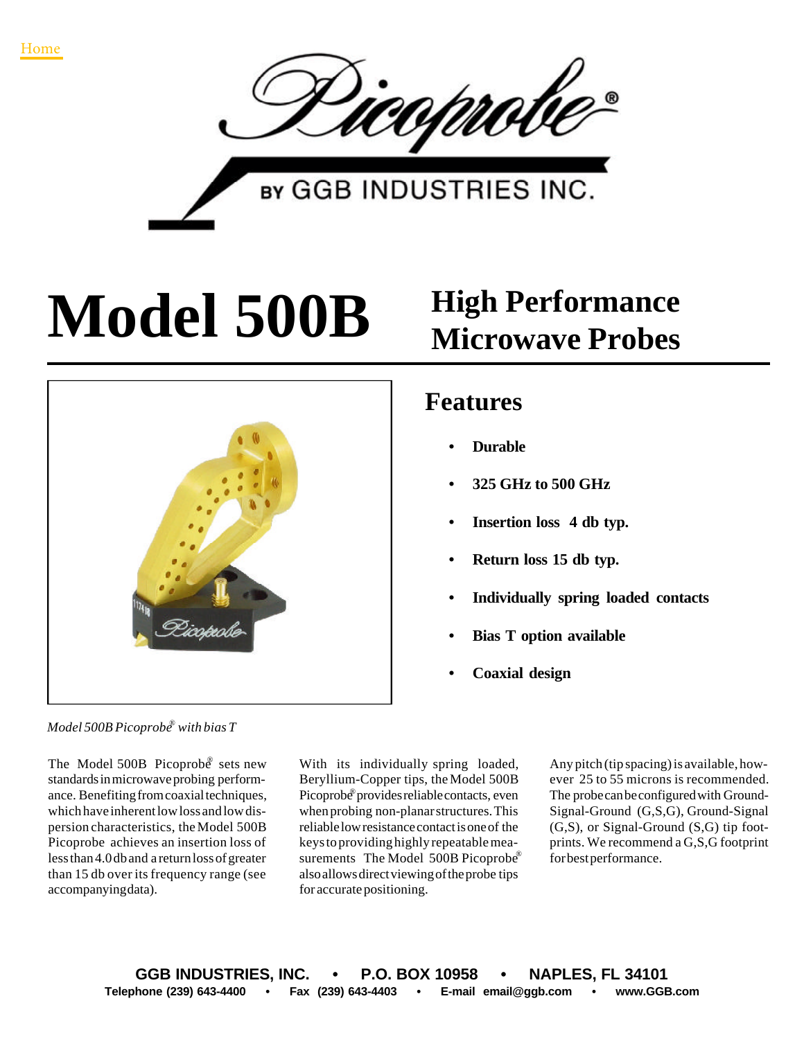Home

Picoprobe®

BY GGB INDUSTRIES INC.

# Model 500B

## High Performance Microwave Probes

## Features

- **Durable**
- **325 GHz to 500 GHz**
- **Insertion loss 4 db typ.**
- **Return loss 15 db typ.**
- **Individually spring loaded contacts**
- **Bias T option available**
- **Coaxial design**

*Model 500B Picoprobe® with bias T*

The Model 500B Picoprobe® sets new standards in microwave probing performance. Benefiting from coaxial techniques, which have inherent low loss and low dispersion characteristics, the Model 500B Picoprobe achieves an insertion loss of less than 4.0 db and a return loss of greater than 15 db over its frequency range (see accompanying data).

With its individually spring loaded, Beryllium-Copper tips, the Model 500B Picoprobe® provides reliable contacts, even when probing non-planar structures. This reliable low resistance contact is one of the keys to providing highly repeatable measurements. The Model 500B Picoprobe® also allows direct viewing of the probe tips for accurate positioning.

Any pitch (tip spacing) is available, however 25 to 55 microns is recommended. The probe can be configured with Ground-Signal-Ground (G,S,G), Ground-Signal (G,S), or Signal-Ground (S,G) tip footprints. We recommend a G,S,G footprint for best performance.

**GGB INDUSTRIES, INC. • P.O. BOX 10958 • NAPLES, FL 34101**

**Telephone (239) 643-4400 • Fax (239) 643-4403 • E-mail email@ggb.com • www.GGB.com**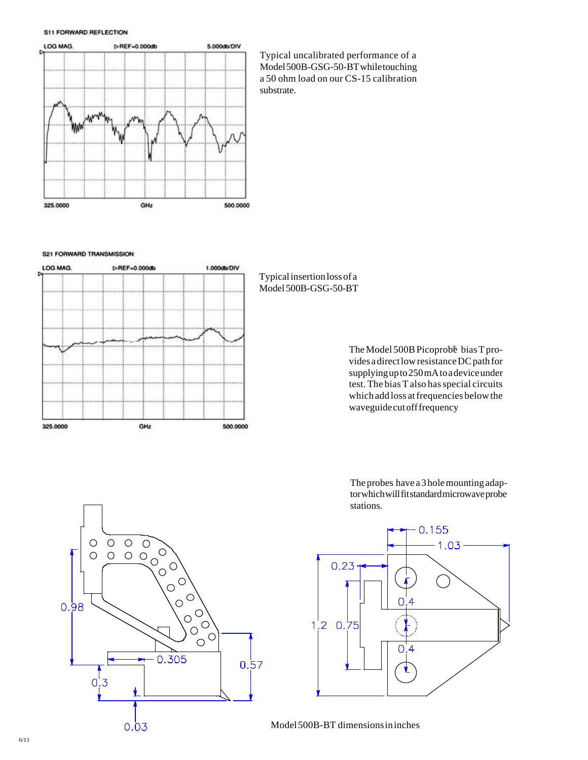S11 FORWARD REFLECTION

LOG MAG. ▷REF=0.000db 5.000db/DIV

325.0000 GHz 500.0000

Typical uncalibrated performance of a Model 500B-GSG-50-BT while touching a 50 ohm load on our CS-15 calibration substrate.

S21 FORWARD TRANSMISSION

LOG MAG. ▷REF=0.000db 1.000db/DIV

325.0000 GHz 500.0000

Typical insertion loss of a Model 500B-GSG-50-BT

The Model 500B Picoprobe® bias T provides a direct low resistance DC path for supplying up to 250 mA to a device under test. The bias T also has special circuits which add loss at frequencies below the waveguide cut off frequency

The probes have a 3 hole mounting adaptor which will fit standard microwave probe stations.

0.98

0.305

0.57

0.3

0.03

0.155

1.03

0.23

0.4

1.2

0.75

0.4

Model 500B-BT dimensions in inches